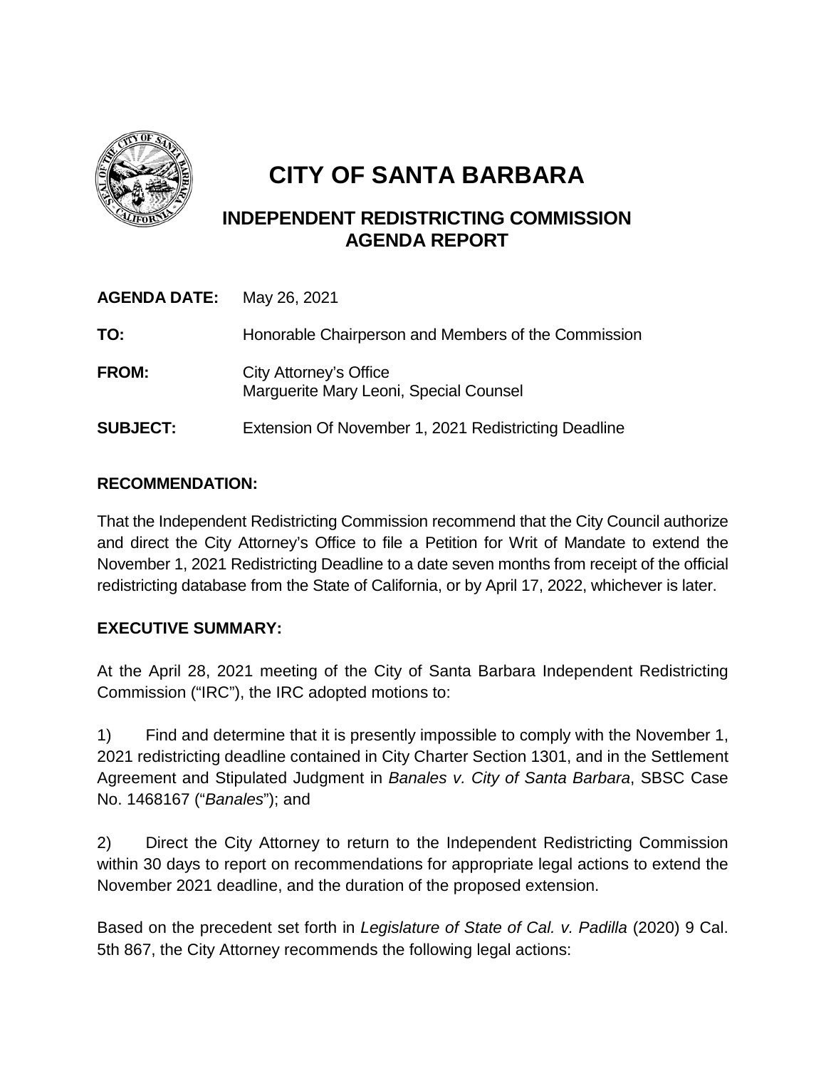# CITY OF SANTA BARBARA

## INDEPENDENT REDISTRICTING COMMISSION AGENDA REPORT

**AGENDA DATE:** May 26, 2021

**TO:** Honorable Chairperson and Members of the Commission

**FROM:** City Attorney's Office
Marguerite Mary Leoni, Special Counsel

**SUBJECT:** Extension Of November 1, 2021 Redistricting Deadline

**RECOMMENDATION:**

That the Independent Redistricting Commission recommend that the City Council authorize and direct the City Attorney's Office to file a Petition for Writ of Mandate to extend the November 1, 2021 Redistricting Deadline to a date seven months from receipt of the official redistricting database from the State of California, or by April 17, 2022, whichever is later.

**EXECUTIVE SUMMARY:**

At the April 28, 2021 meeting of the City of Santa Barbara Independent Redistricting Commission ("IRC"), the IRC adopted motions to:

1) Find and determine that it is presently impossible to comply with the November 1, 2021 redistricting deadline contained in City Charter Section 1301, and in the Settlement Agreement and Stipulated Judgment in *Banales v. City of Santa Barbara*, SBSC Case No. 1468167 ("*Banales*"); and

2) Direct the City Attorney to return to the Independent Redistricting Commission within 30 days to report on recommendations for appropriate legal actions to extend the November 2021 deadline, and the duration of the proposed extension.

Based on the precedent set forth in *Legislature of State of Cal. v. Padilla* (2020) 9 Cal. 5th 867, the City Attorney recommends the following legal actions: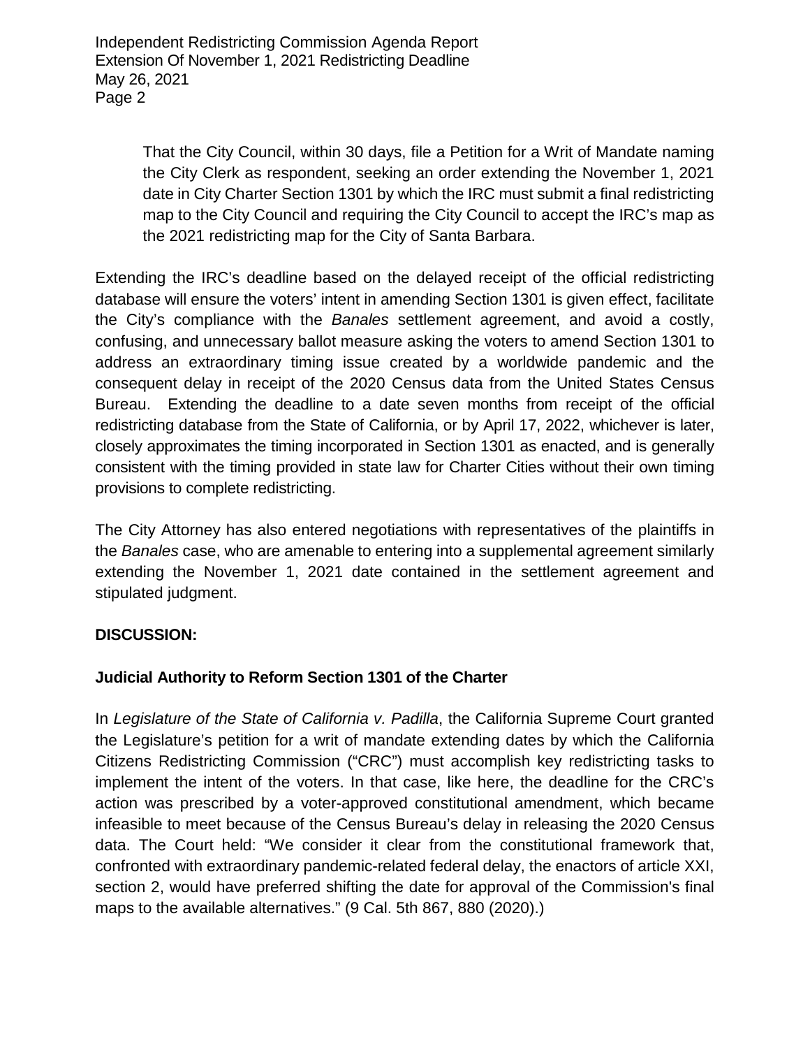> That the City Council, within 30 days, file a Petition for a Writ of Mandate naming the City Clerk as respondent, seeking an order extending the November 1, 2021 date in City Charter Section 1301 by which the IRC must submit a final redistricting map to the City Council and requiring the City Council to accept the IRC's map as the 2021 redistricting map for the City of Santa Barbara.

Extending the IRC's deadline based on the delayed receipt of the official redistricting database will ensure the voters' intent in amending Section 1301 is given effect, facilitate the City's compliance with the *Banales* settlement agreement, and avoid a costly, confusing, and unnecessary ballot measure asking the voters to amend Section 1301 to address an extraordinary timing issue created by a worldwide pandemic and the consequent delay in receipt of the 2020 Census data from the United States Census Bureau. Extending the deadline to a date seven months from receipt of the official redistricting database from the State of California, or by April 17, 2022, whichever is later, closely approximates the timing incorporated in Section 1301 as enacted, and is generally consistent with the timing provided in state law for Charter Cities without their own timing provisions to complete redistricting.

The City Attorney has also entered negotiations with representatives of the plaintiffs in the *Banales* case, who are amenable to entering into a supplemental agreement similarly extending the November 1, 2021 date contained in the settlement agreement and stipulated judgment.

**DISCUSSION:**

**Judicial Authority to Reform Section 1301 of the Charter**

In *Legislature of the State of California v. Padilla*, the California Supreme Court granted the Legislature's petition for a writ of mandate extending dates by which the California Citizens Redistricting Commission ("CRC") must accomplish key redistricting tasks to implement the intent of the voters. In that case, like here, the deadline for the CRC's action was prescribed by a voter-approved constitutional amendment, which became infeasible to meet because of the Census Bureau's delay in releasing the 2020 Census data. The Court held: "We consider it clear from the constitutional framework that, confronted with extraordinary pandemic-related federal delay, the enactors of article XXI, section 2, would have preferred shifting the date for approval of the Commission's final maps to the available alternatives." (9 Cal. 5th 867, 880 (2020).)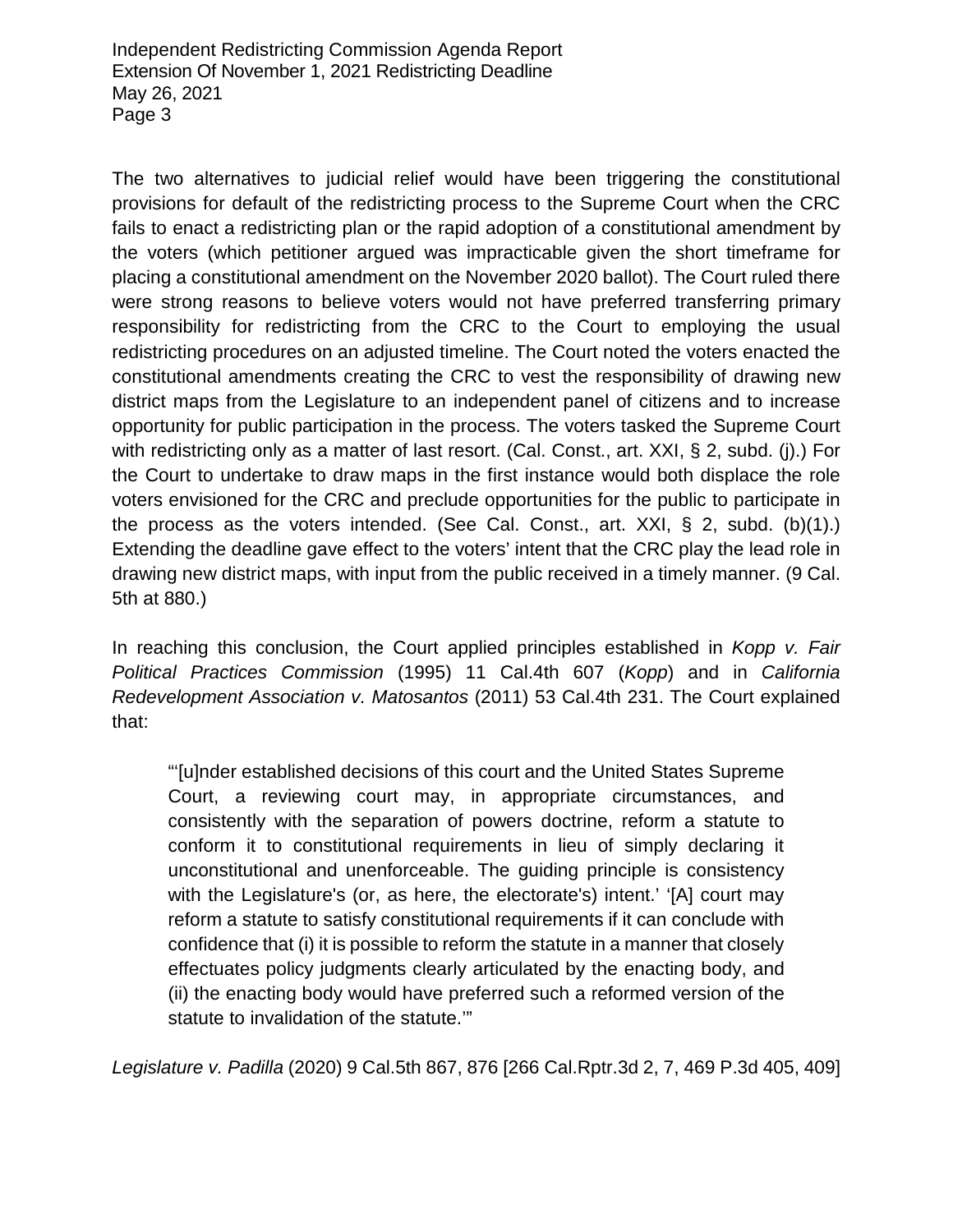The two alternatives to judicial relief would have been triggering the constitutional provisions for default of the redistricting process to the Supreme Court when the CRC fails to enact a redistricting plan or the rapid adoption of a constitutional amendment by the voters (which petitioner argued was impracticable given the short timeframe for placing a constitutional amendment on the November 2020 ballot). The Court ruled there were strong reasons to believe voters would not have preferred transferring primary responsibility for redistricting from the CRC to the Court to employing the usual redistricting procedures on an adjusted timeline. The Court noted the voters enacted the constitutional amendments creating the CRC to vest the responsibility of drawing new district maps from the Legislature to an independent panel of citizens and to increase opportunity for public participation in the process. The voters tasked the Supreme Court with redistricting only as a matter of last resort. (Cal. Const., art. XXI, § 2, subd. (j).) For the Court to undertake to draw maps in the first instance would both displace the role voters envisioned for the CRC and preclude opportunities for the public to participate in the process as the voters intended. (See Cal. Const., art. XXI, § 2, subd. (b)(1).) Extending the deadline gave effect to the voters' intent that the CRC play the lead role in drawing new district maps, with input from the public received in a timely manner. (9 Cal. 5th at 880.)

In reaching this conclusion, the Court applied principles established in *Kopp v. Fair Political Practices Commission* (1995) 11 Cal.4th 607 (*Kopp*) and in *California Redevelopment Association v. Matosantos* (2011) 53 Cal.4th 231. The Court explained that:

> "'[u]nder established decisions of this court and the United States Supreme Court, a reviewing court may, in appropriate circumstances, and consistently with the separation of powers doctrine, reform a statute to conform it to constitutional requirements in lieu of simply declaring it unconstitutional and unenforceable. The guiding principle is consistency with the Legislature's (or, as here, the electorate's) intent.' '[A] court may reform a statute to satisfy constitutional requirements if it can conclude with confidence that (i) it is possible to reform the statute in a manner that closely effectuates policy judgments clearly articulated by the enacting body, and (ii) the enacting body would have preferred such a reformed version of the statute to invalidation of the statute.'"

*Legislature v. Padilla* (2020) 9 Cal.5th 867, 876 [266 Cal.Rptr.3d 2, 7, 469 P.3d 405, 409]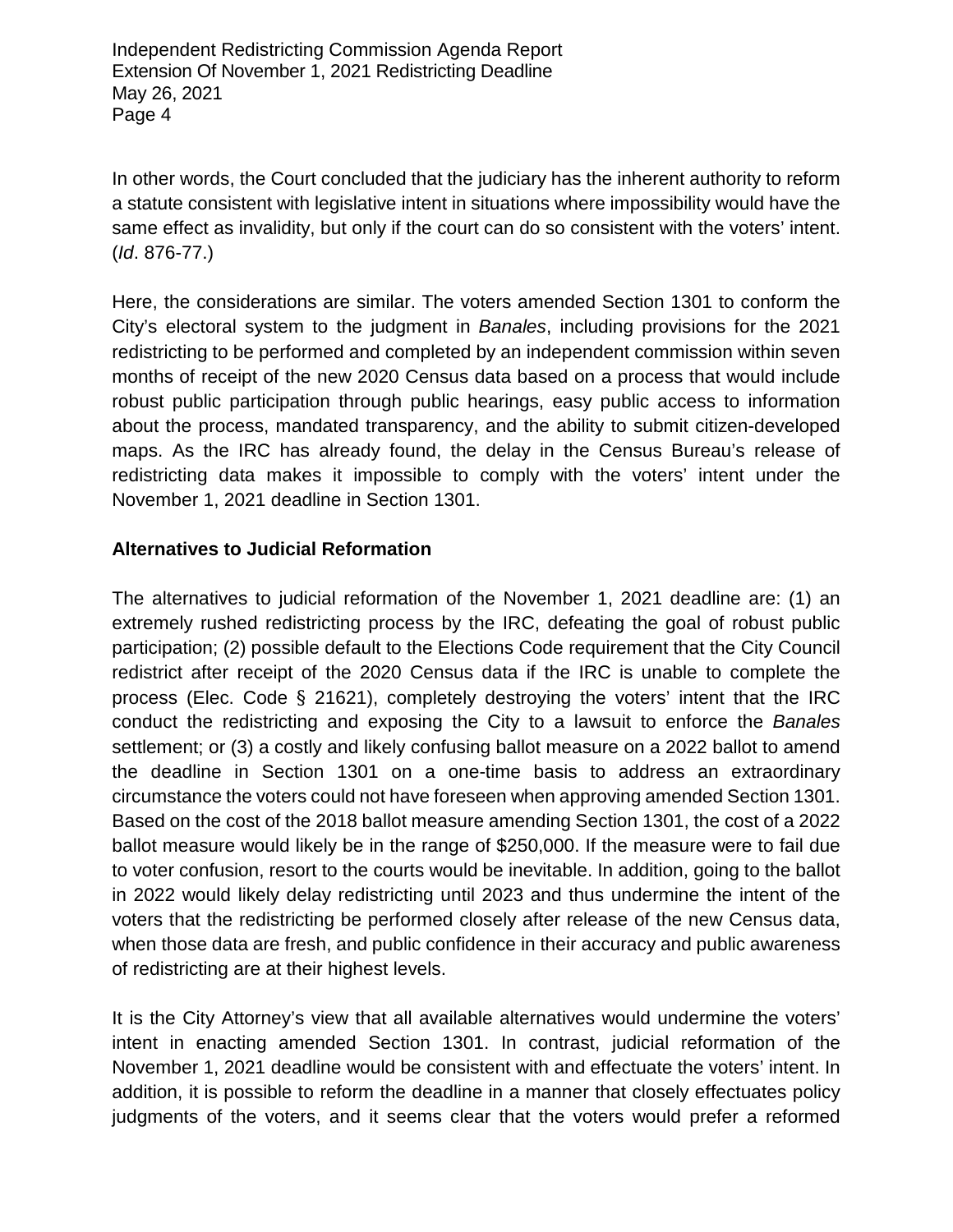In other words, the Court concluded that the judiciary has the inherent authority to reform a statute consistent with legislative intent in situations where impossibility would have the same effect as invalidity, but only if the court can do so consistent with the voters' intent. (*Id*. 876-77.)

Here, the considerations are similar. The voters amended Section 1301 to conform the City's electoral system to the judgment in *Banales*, including provisions for the 2021 redistricting to be performed and completed by an independent commission within seven months of receipt of the new 2020 Census data based on a process that would include robust public participation through public hearings, easy public access to information about the process, mandated transparency, and the ability to submit citizen-developed maps. As the IRC has already found, the delay in the Census Bureau's release of redistricting data makes it impossible to comply with the voters' intent under the November 1, 2021 deadline in Section 1301.

**Alternatives to Judicial Reformation**

The alternatives to judicial reformation of the November 1, 2021 deadline are: (1) an extremely rushed redistricting process by the IRC, defeating the goal of robust public participation; (2) possible default to the Elections Code requirement that the City Council redistrict after receipt of the 2020 Census data if the IRC is unable to complete the process (Elec. Code § 21621), completely destroying the voters' intent that the IRC conduct the redistricting and exposing the City to a lawsuit to enforce the *Banales* settlement; or (3) a costly and likely confusing ballot measure on a 2022 ballot to amend the deadline in Section 1301 on a one-time basis to address an extraordinary circumstance the voters could not have foreseen when approving amended Section 1301. Based on the cost of the 2018 ballot measure amending Section 1301, the cost of a 2022 ballot measure would likely be in the range of $250,000. If the measure were to fail due to voter confusion, resort to the courts would be inevitable. In addition, going to the ballot in 2022 would likely delay redistricting until 2023 and thus undermine the intent of the voters that the redistricting be performed closely after release of the new Census data, when those data are fresh, and public confidence in their accuracy and public awareness of redistricting are at their highest levels.

It is the City Attorney's view that all available alternatives would undermine the voters' intent in enacting amended Section 1301. In contrast, judicial reformation of the November 1, 2021 deadline would be consistent with and effectuate the voters' intent. In addition, it is possible to reform the deadline in a manner that closely effectuates policy judgments of the voters, and it seems clear that the voters would prefer a reformed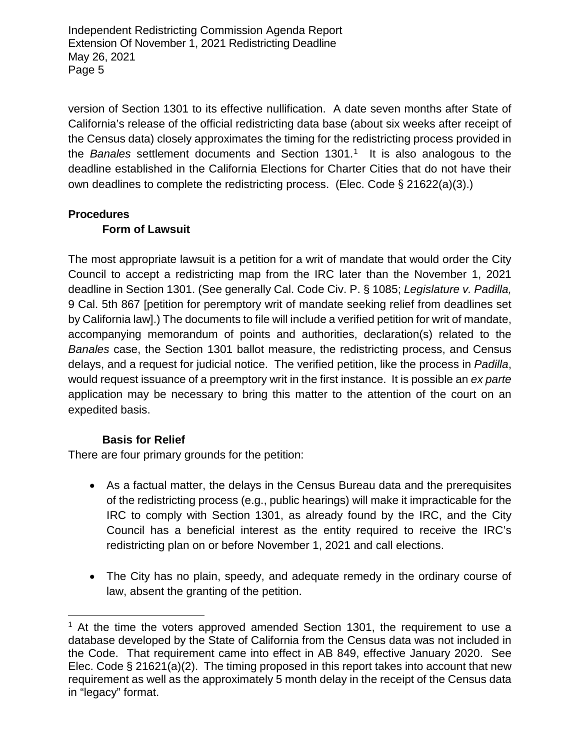version of Section 1301 to its effective nullification. A date seven months after State of California's release of the official redistricting data base (about six weeks after receipt of the Census data) closely approximates the timing for the redistricting process provided in the *Banales* settlement documents and Section 1301.[1] It is also analogous to the deadline established in the California Elections for Charter Cities that do not have their own deadlines to complete the redistricting process. (Elec. Code § 21622(a)(3).)

**Procedures**

**Form of Lawsuit**

The most appropriate lawsuit is a petition for a writ of mandate that would order the City Council to accept a redistricting map from the IRC later than the November 1, 2021 deadline in Section 1301. (See generally Cal. Code Civ. P. § 1085; *Legislature v. Padilla,* 9 Cal. 5th 867 [petition for peremptory writ of mandate seeking relief from deadlines set by California law].) The documents to file will include a verified petition for writ of mandate, accompanying memorandum of points and authorities, declaration(s) related to the *Banales* case, the Section 1301 ballot measure, the redistricting process, and Census delays, and a request for judicial notice. The verified petition, like the process in *Padilla*, would request issuance of a preemptory writ in the first instance. It is possible an *ex parte* application may be necessary to bring this matter to the attention of the court on an expedited basis.

**Basis for Relief**

There are four primary grounds for the petition:

- As a factual matter, the delays in the Census Bureau data and the prerequisites of the redistricting process (e.g., public hearings) will make it impracticable for the IRC to comply with Section 1301, as already found by the IRC, and the City Council has a beneficial interest as the entity required to receive the IRC's redistricting plan on or before November 1, 2021 and call elections.

- The City has no plain, speedy, and adequate remedy in the ordinary course of law, absent the granting of the petition.

[1] At the time the voters approved amended Section 1301, the requirement to use a database developed by the State of California from the Census data was not included in the Code. That requirement came into effect in AB 849, effective January 2020. See Elec. Code § 21621(a)(2). The timing proposed in this report takes into account that new requirement as well as the approximately 5 month delay in the receipt of the Census data in "legacy" format.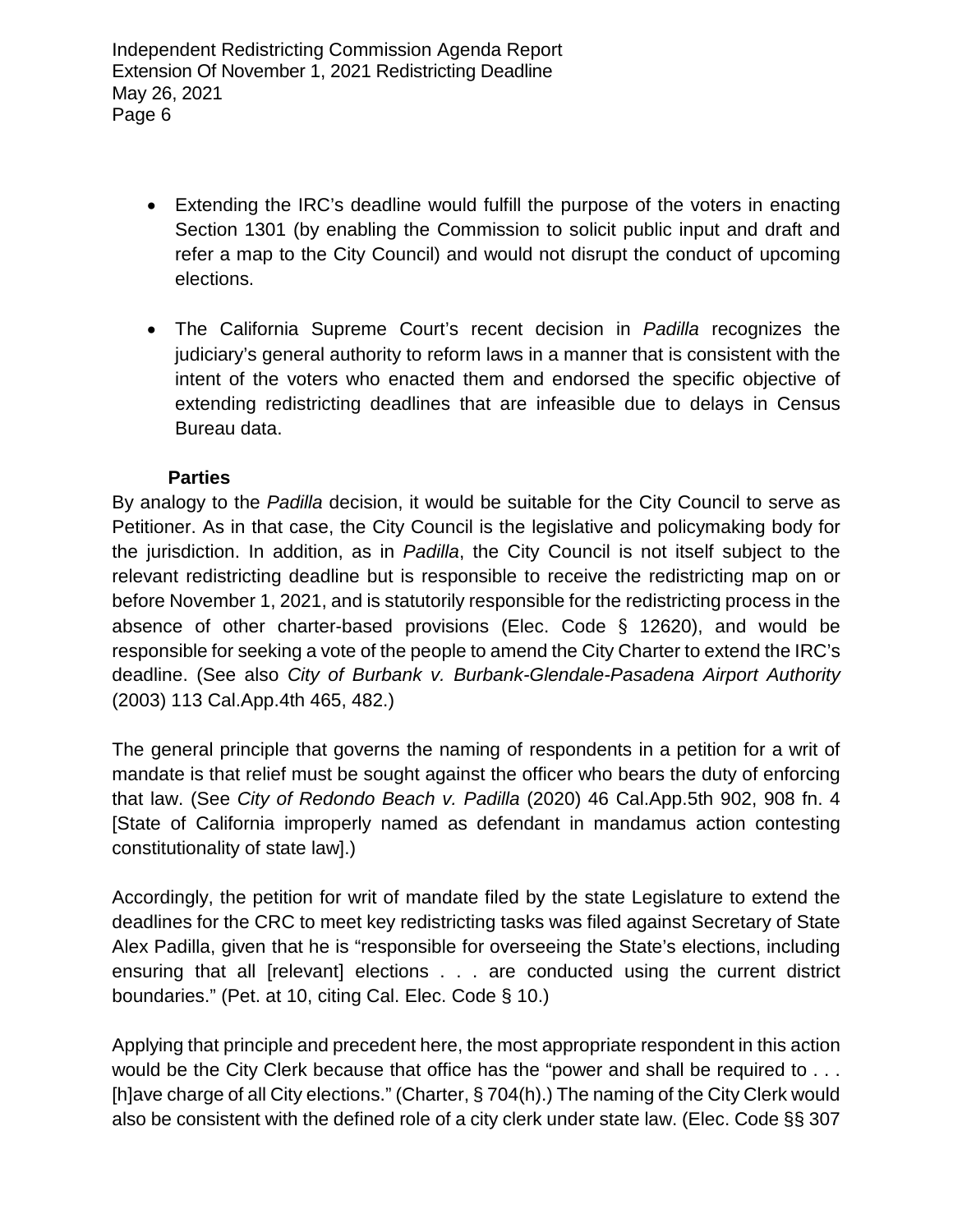- Extending the IRC's deadline would fulfill the purpose of the voters in enacting Section 1301 (by enabling the Commission to solicit public input and draft and refer a map to the City Council) and would not disrupt the conduct of upcoming elections.

- The California Supreme Court's recent decision in *Padilla* recognizes the judiciary's general authority to reform laws in a manner that is consistent with the intent of the voters who enacted them and endorsed the specific objective of extending redistricting deadlines that are infeasible due to delays in Census Bureau data.

**Parties**

By analogy to the *Padilla* decision, it would be suitable for the City Council to serve as Petitioner. As in that case, the City Council is the legislative and policymaking body for the jurisdiction. In addition, as in *Padilla*, the City Council is not itself subject to the relevant redistricting deadline but is responsible to receive the redistricting map on or before November 1, 2021, and is statutorily responsible for the redistricting process in the absence of other charter-based provisions (Elec. Code § 12620), and would be responsible for seeking a vote of the people to amend the City Charter to extend the IRC's deadline. (See also *City of Burbank v. Burbank-Glendale-Pasadena Airport Authority* (2003) 113 Cal.App.4th 465, 482.)

The general principle that governs the naming of respondents in a petition for a writ of mandate is that relief must be sought against the officer who bears the duty of enforcing that law. (See *City of Redondo Beach v. Padilla* (2020) 46 Cal.App.5th 902, 908 fn. 4 [State of California improperly named as defendant in mandamus action contesting constitutionality of state law].)

Accordingly, the petition for writ of mandate filed by the state Legislature to extend the deadlines for the CRC to meet key redistricting tasks was filed against Secretary of State Alex Padilla, given that he is "responsible for overseeing the State's elections, including ensuring that all [relevant] elections . . . are conducted using the current district boundaries." (Pet. at 10, citing Cal. Elec. Code § 10.)

Applying that principle and precedent here, the most appropriate respondent in this action would be the City Clerk because that office has the "power and shall be required to . . . [h]ave charge of all City elections." (Charter, § 704(h).) The naming of the City Clerk would also be consistent with the defined role of a city clerk under state law. (Elec. Code §§ 307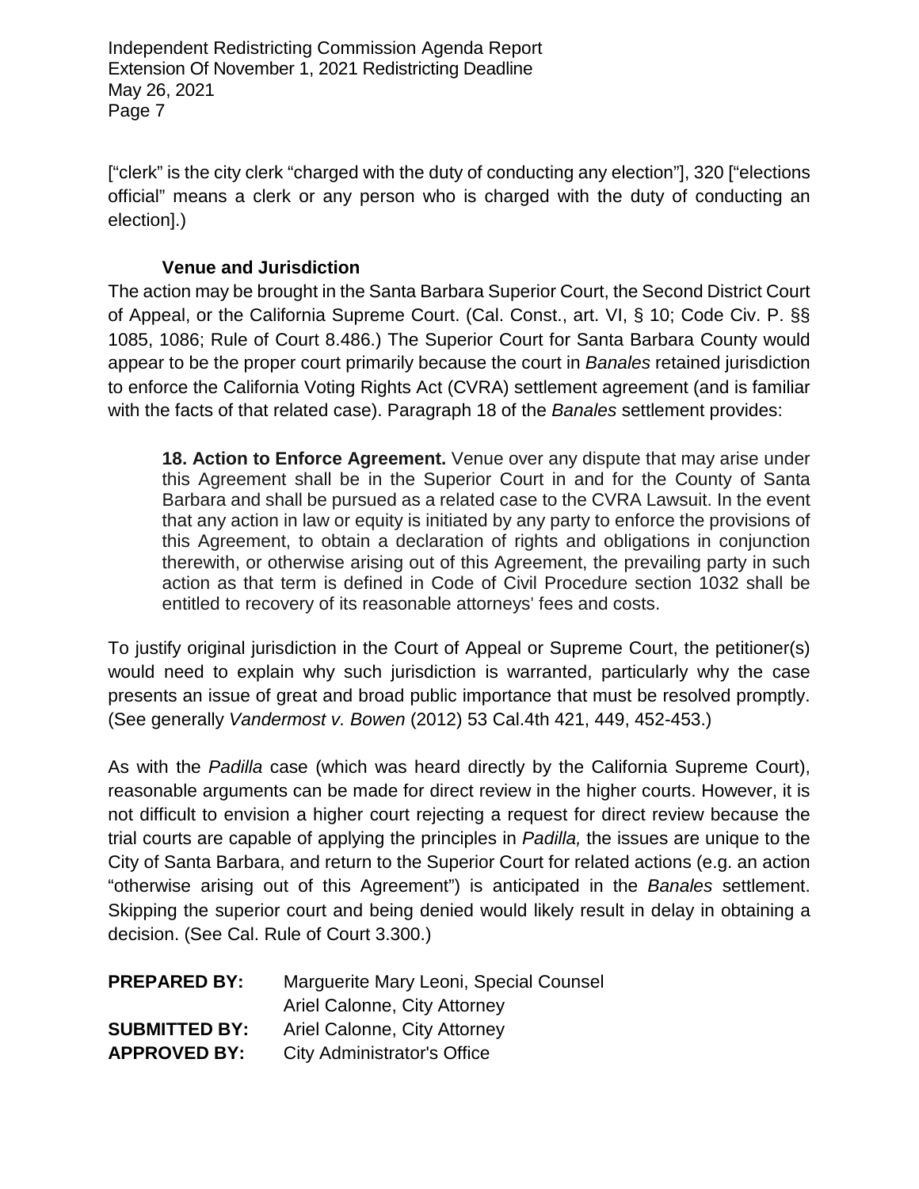["clerk" is the city clerk "charged with the duty of conducting any election"], 320 ["elections official" means a clerk or any person who is charged with the duty of conducting an election].)

**Venue and Jurisdiction**

The action may be brought in the Santa Barbara Superior Court, the Second District Court of Appeal, or the California Supreme Court. (Cal. Const., art. VI, § 10; Code Civ. P. §§ 1085, 1086; Rule of Court 8.486.) The Superior Court for Santa Barbara County would appear to be the proper court primarily because the court in *Banales* retained jurisdiction to enforce the California Voting Rights Act (CVRA) settlement agreement (and is familiar with the facts of that related case). Paragraph 18 of the *Banales* settlement provides:

> **18. Action to Enforce Agreement.** Venue over any dispute that may arise under this Agreement shall be in the Superior Court in and for the County of Santa Barbara and shall be pursued as a related case to the CVRA Lawsuit. In the event that any action in law or equity is initiated by any party to enforce the provisions of this Agreement, to obtain a declaration of rights and obligations in conjunction therewith, or otherwise arising out of this Agreement, the prevailing party in such action as that term is defined in Code of Civil Procedure section 1032 shall be entitled to recovery of its reasonable attorneys' fees and costs.

To justify original jurisdiction in the Court of Appeal or Supreme Court, the petitioner(s) would need to explain why such jurisdiction is warranted, particularly why the case presents an issue of great and broad public importance that must be resolved promptly. (See generally *Vandermost v. Bowen* (2012) 53 Cal.4th 421, 449, 452-453.)

As with the *Padilla* case (which was heard directly by the California Supreme Court), reasonable arguments can be made for direct review in the higher courts. However, it is not difficult to envision a higher court rejecting a request for direct review because the trial courts are capable of applying the principles in *Padilla,* the issues are unique to the City of Santa Barbara, and return to the Superior Court for related actions (e.g. an action "otherwise arising out of this Agreement") is anticipated in the *Banales* settlement. Skipping the superior court and being denied would likely result in delay in obtaining a decision. (See Cal. Rule of Court 3.300.)

| | |
|---|---|
| **PREPARED BY:** | Marguerite Mary Leoni, Special Counsel<br>Ariel Calonne, City Attorney |
| **SUBMITTED BY:** | Ariel Calonne, City Attorney |
| **APPROVED BY:** | City Administrator's Office |